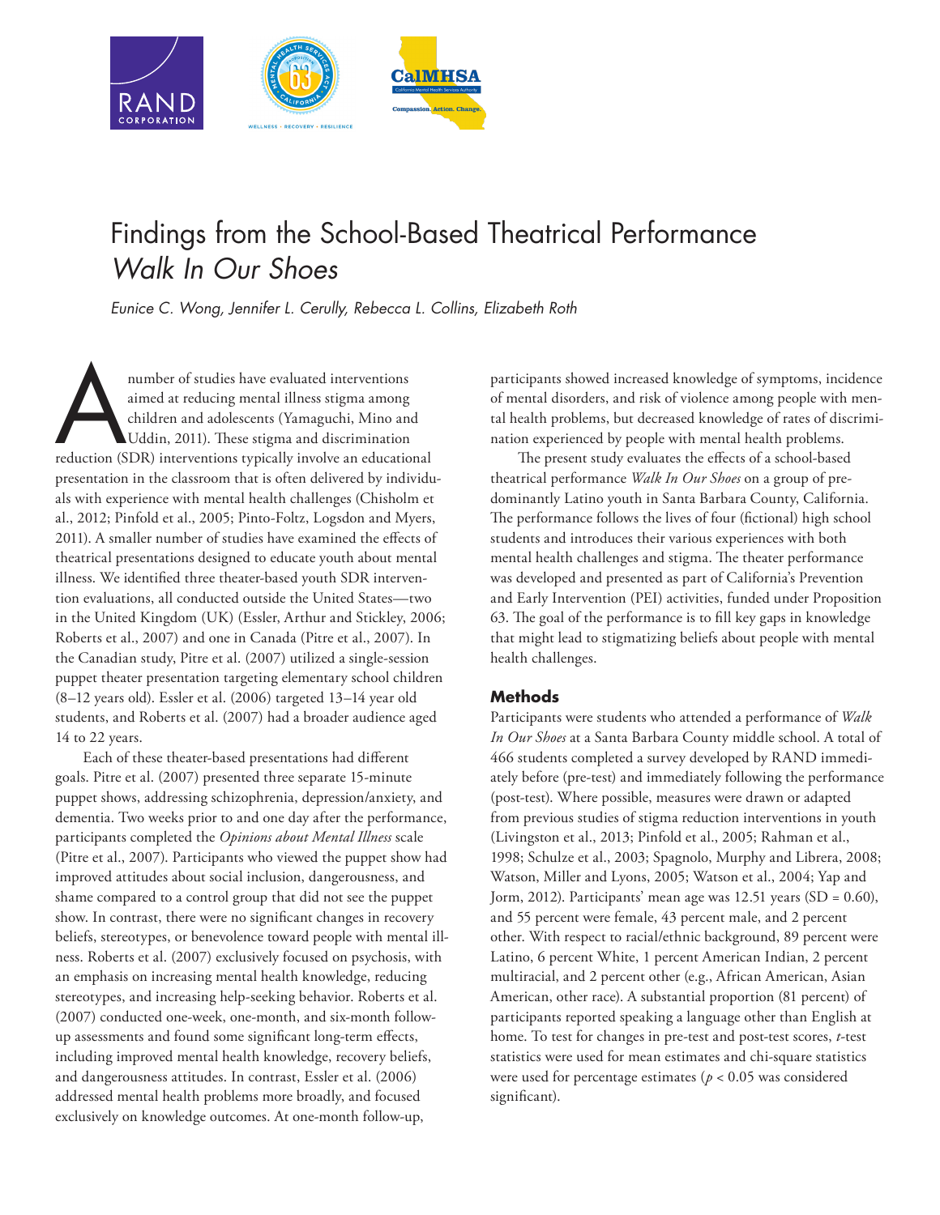# Findings from the School-Based Theatrical Performance *Walk In Our Shoes*

*Eunice C. Wong, Jennifer L. Cerully, Rebecca L. Collins, Elizabeth Roth*

A number of studies have evaluated interventions aimed at reducing mental illness stigma among children and adolescents (Yamaguchi, Mino and Uddin, 2011). These stigma and discrimination reduction (SDR) interventions typically involve an educational presentation in the classroom that is often delivered by individuals with experience with mental health challenges (Chisholm et al., 2012; Pinfold et al., 2005; Pinto-Foltz, Logsdon and Myers, 2011). A smaller number of studies have examined the effects of theatrical presentations designed to educate youth about mental illness. We identified three theater-based youth SDR intervention evaluations, all conducted outside the United States—two in the United Kingdom (UK) (Essler, Arthur and Stickley, 2006; Roberts et al., 2007) and one in Canada (Pitre et al., 2007). In the Canadian study, Pitre et al. (2007) utilized a single-session puppet theater presentation targeting elementary school children (8–12 years old). Essler et al. (2006) targeted 13–14 year old students, and Roberts et al. (2007) had a broader audience aged 14 to 22 years.

Each of these theater-based presentations had different goals. Pitre et al. (2007) presented three separate 15-minute puppet shows, addressing schizophrenia, depression/anxiety, and dementia. Two weeks prior to and one day after the performance, participants completed the *Opinions about Mental Illness* scale (Pitre et al., 2007). Participants who viewed the puppet show had improved attitudes about social inclusion, dangerousness, and shame compared to a control group that did not see the puppet show. In contrast, there were no significant changes in recovery beliefs, stereotypes, or benevolence toward people with mental illness. Roberts et al. (2007) exclusively focused on psychosis, with an emphasis on increasing mental health knowledge, reducing stereotypes, and increasing help-seeking behavior. Roberts et al. (2007) conducted one-week, one-month, and six-month follow-up assessments and found some significant long-term effects, including improved mental health knowledge, recovery beliefs, and dangerousness attitudes. In contrast, Essler et al. (2006) addressed mental health problems more broadly, and focused exclusively on knowledge outcomes. At one-month follow-up, participants showed increased knowledge of symptoms, incidence of mental disorders, and risk of violence among people with mental health problems, but decreased knowledge of rates of discrimination experienced by people with mental health problems.

The present study evaluates the effects of a school-based theatrical performance *Walk In Our Shoes* on a group of predominantly Latino youth in Santa Barbara County, California. The performance follows the lives of four (fictional) high school students and introduces their various experiences with both mental health challenges and stigma. The theater performance was developed and presented as part of California's Prevention and Early Intervention (PEI) activities, funded under Proposition 63. The goal of the performance is to fill key gaps in knowledge that might lead to stigmatizing beliefs about people with mental health challenges.

## Methods

Participants were students who attended a performance of *Walk In Our Shoes* at a Santa Barbara County middle school. A total of 466 students completed a survey developed by RAND immediately before (pre-test) and immediately following the performance (post-test). Where possible, measures were drawn or adapted from previous studies of stigma reduction interventions in youth (Livingston et al., 2013; Pinfold et al., 2005; Rahman et al., 1998; Schulze et al., 2003; Spagnolo, Murphy and Librera, 2008; Watson, Miller and Lyons, 2005; Watson et al., 2004; Yap and Jorm, 2012). Participants' mean age was 12.51 years (SD = 0.60), and 55 percent were female, 43 percent male, and 2 percent other. With respect to racial/ethnic background, 89 percent were Latino, 6 percent White, 1 percent American Indian, 2 percent multiracial, and 2 percent other (e.g., African American, Asian American, other race). A substantial proportion (81 percent) of participants reported speaking a language other than English at home. To test for changes in pre-test and post-test scores, *t*-test statistics were used for mean estimates and chi-square statistics were used for percentage estimates ($p < 0.05$ was considered significant).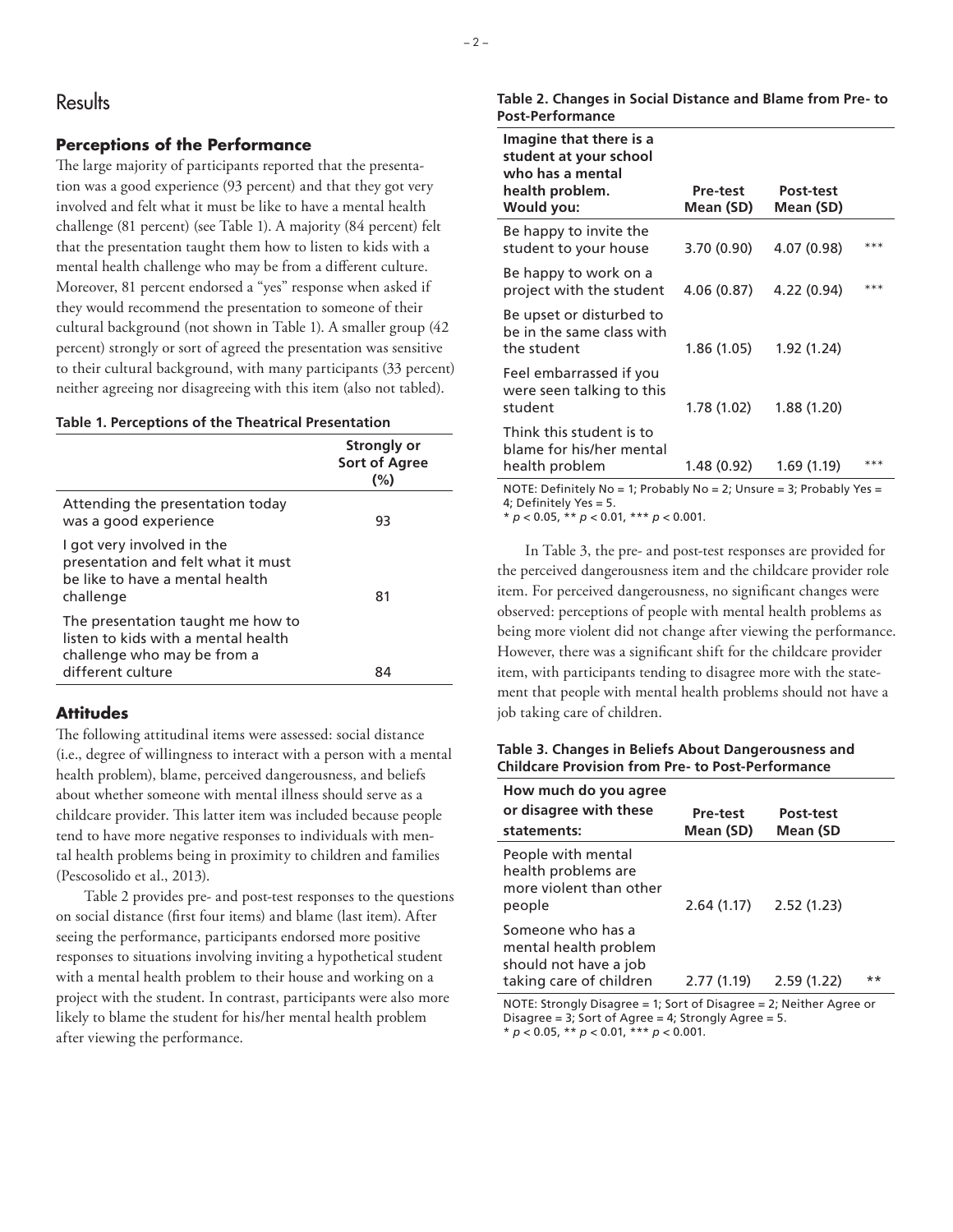## Results

### Perceptions of the Performance

The large majority of participants reported that the presentation was a good experience (93 percent) and that they got very involved and felt what it must be like to have a mental health challenge (81 percent) (see Table 1). A majority (84 percent) felt that the presentation taught them how to listen to kids with a mental health challenge who may be from a different culture. Moreover, 81 percent endorsed a "yes" response when asked if they would recommend the presentation to someone of their cultural background (not shown in Table 1). A smaller group (42 percent) strongly or sort of agreed the presentation was sensitive to their cultural background, with many participants (33 percent) neither agreeing nor disagreeing with this item (also not tabled).

**Table 1. Perceptions of the Theatrical Presentation**

| | Strongly or Sort of Agree (%) |
|---|---|
| Attending the presentation today was a good experience | 93 |
| I got very involved in the presentation and felt what it must be like to have a mental health challenge | 81 |
| The presentation taught me how to listen to kids with a mental health challenge who may be from a different culture | 84 |

### Attitudes

The following attitudinal items were assessed: social distance (i.e., degree of willingness to interact with a person with a mental health problem), blame, perceived dangerousness, and beliefs about whether someone with mental illness should serve as a childcare provider. This latter item was included because people tend to have more negative responses to individuals with mental health problems being in proximity to children and families (Pescosolido et al., 2013).

Table 2 provides pre- and post-test responses to the questions on social distance (first four items) and blame (last item). After seeing the performance, participants endorsed more positive responses to situations involving inviting a hypothetical student with a mental health problem to their house and working on a project with the student. In contrast, participants were also more likely to blame the student for his/her mental health problem after viewing the performance.

**Table 2. Changes in Social Distance and Blame from Pre- to Post-Performance**

| Imagine that there is a student at your school who has a mental health problem. Would you: | Pre-test Mean (SD) | Post-test Mean (SD) | |
|---|---|---|---|
| Be happy to invite the student to your house | 3.70 (0.90) | 4.07 (0.98) | *** |
| Be happy to work on a project with the student | 4.06 (0.87) | 4.22 (0.94) | *** |
| Be upset or disturbed to be in the same class with the student | 1.86 (1.05) | 1.92 (1.24) | |
| Feel embarrassed if you were seen talking to this student | 1.78 (1.02) | 1.88 (1.20) | |
| Think this student is to blame for his/her mental health problem | 1.48 (0.92) | 1.69 (1.19) | *** |

NOTE: Definitely No = 1; Probably No = 2; Unsure = 3; Probably Yes = 4; Definitely Yes = 5.
* $p < 0.05$, ** $p < 0.01$, *** $p < 0.001$.

In Table 3, the pre- and post-test responses are provided for the perceived dangerousness item and the childcare provider role item. For perceived dangerousness, no significant changes were observed: perceptions of people with mental health problems as being more violent did not change after viewing the performance. However, there was a significant shift for the childcare provider item, with participants tending to disagree more with the statement that people with mental health problems should not have a job taking care of children.

**Table 3. Changes in Beliefs About Dangerousness and Childcare Provision from Pre- to Post-Performance**

| How much do you agree or disagree with these statements: | Pre-test Mean (SD) | Post-test Mean (SD | |
|---|---|---|---|
| People with mental health problems are more violent than other people | 2.64 (1.17) | 2.52 (1.23) | |
| Someone who has a mental health problem should not have a job taking care of children | 2.77 (1.19) | 2.59 (1.22) | ** |

NOTE: Strongly Disagree = 1; Sort of Disagree = 2; Neither Agree or Disagree = 3; Sort of Agree = 4; Strongly Agree = 5.
* $p < 0.05$, ** $p < 0.01$, *** $p < 0.001$.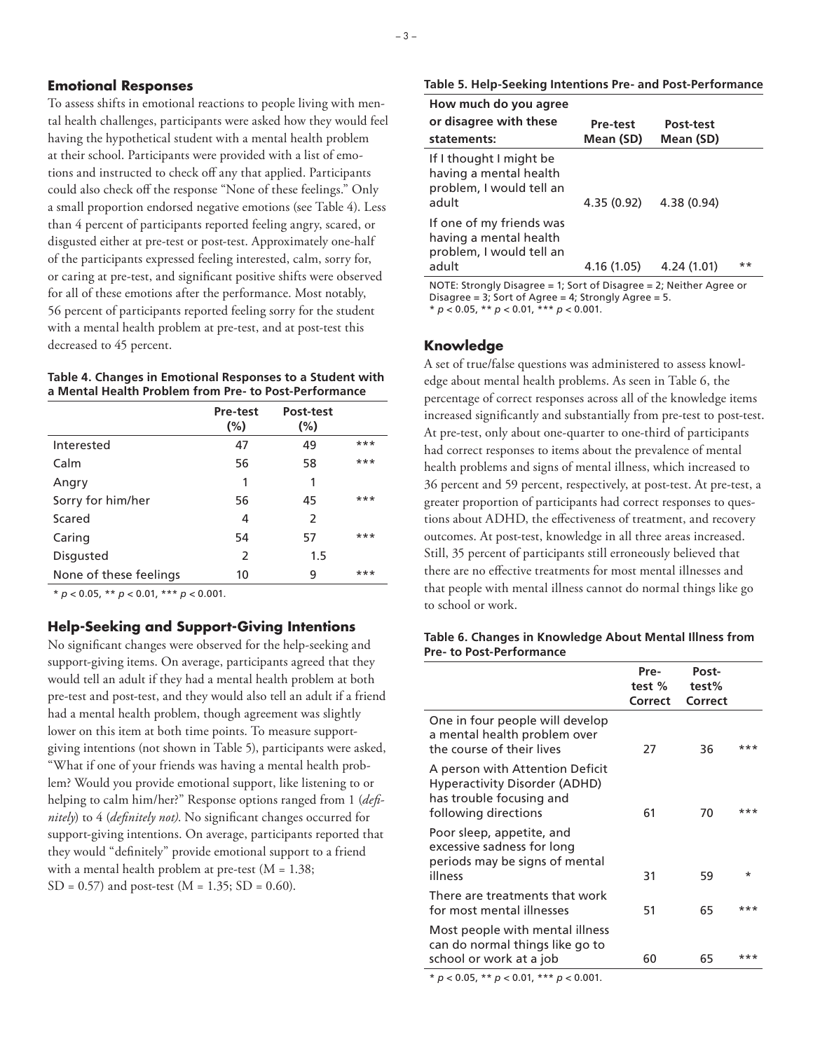## Emotional Responses

To assess shifts in emotional reactions to people living with mental health challenges, participants were asked how they would feel having the hypothetical student with a mental health problem at their school. Participants were provided with a list of emotions and instructed to check off any that applied. Participants could also check off the response "None of these feelings." Only a small proportion endorsed negative emotions (see Table 4). Less than 4 percent of participants reported feeling angry, scared, or disgusted either at pre-test or post-test. Approximately one-half of the participants expressed feeling interested, calm, sorry for, or caring at pre-test, and significant positive shifts were observed for all of these emotions after the performance. Most notably, 56 percent of participants reported feeling sorry for the student with a mental health problem at pre-test, and at post-test this decreased to 45 percent.

**Table 4. Changes in Emotional Responses to a Student with a Mental Health Problem from Pre- to Post-Performance**

| | Pre-test (%) | Post-test (%) | |
|---|---|---|---|
| Interested | 47 | 49 | *** |
| Calm | 56 | 58 | *** |
| Angry | 1 | 1 | |
| Sorry for him/her | 56 | 45 | *** |
| Scared | 4 | 2 | |
| Caring | 54 | 57 | *** |
| Disgusted | 2 | 1.5 | |
| None of these feelings | 10 | 9 | *** |

* $p < 0.05$, ** $p < 0.01$, *** $p < 0.001$.

## Help-Seeking and Support-Giving Intentions

No significant changes were observed for the help-seeking and support-giving items. On average, participants agreed that they would tell an adult if they had a mental health problem at both pre-test and post-test, and they would also tell an adult if a friend had a mental health problem, though agreement was slightly lower on this item at both time points. To measure support-giving intentions (not shown in Table 5), participants were asked, "What if one of your friends was having a mental health problem? Would you provide emotional support, like listening to or helping to calm him/her?" Response options ranged from 1 (*definitely*) to 4 (*definitely not)*. No significant changes occurred for support-giving intentions. On average, participants reported that they would "definitely" provide emotional support to a friend with a mental health problem at pre-test (M = 1.38; SD = 0.57) and post-test (M = 1.35; SD = 0.60).

**Table 5. Help-Seeking Intentions Pre- and Post-Performance**

| How much do you agree or disagree with these statements: | Pre-test Mean (SD) | Post-test Mean (SD) | |
|---|---|---|---|
| If I thought I might be having a mental health problem, I would tell an adult | 4.35 (0.92) | 4.38 (0.94) | |
| If one of my friends was having a mental health problem, I would tell an adult | 4.16 (1.05) | 4.24 (1.01) | ** |

NOTE: Strongly Disagree = 1; Sort of Disagree = 2; Neither Agree or Disagree = 3; Sort of Agree = 4; Strongly Agree = 5.
* $p < 0.05$, ** $p < 0.01$, *** $p < 0.001$.

## Knowledge

A set of true/false questions was administered to assess knowledge about mental health problems. As seen in Table 6, the percentage of correct responses across all of the knowledge items increased significantly and substantially from pre-test to post-test. At pre-test, only about one-quarter to one-third of participants had correct responses to items about the prevalence of mental health problems and signs of mental illness, which increased to 36 percent and 59 percent, respectively, at post-test. At pre-test, a greater proportion of participants had correct responses to questions about ADHD, the effectiveness of treatment, and recovery outcomes. At post-test, knowledge in all three areas increased. Still, 35 percent of participants still erroneously believed that there are no effective treatments for most mental illnesses and that people with mental illness cannot do normal things like go to school or work.

**Table 6. Changes in Knowledge About Mental Illness from Pre- to Post-Performance**

| | Pre-test % Correct | Post-test% Correct | |
|---|---|---|---|
| One in four people will develop a mental health problem over the course of their lives | 27 | 36 | *** |
| A person with Attention Deficit Hyperactivity Disorder (ADHD) has trouble focusing and following directions | 61 | 70 | *** |
| Poor sleep, appetite, and excessive sadness for long periods may be signs of mental illness | 31 | 59 | * |
| There are treatments that work for most mental illnesses | 51 | 65 | *** |
| Most people with mental illness can do normal things like go to school or work at a job | 60 | 65 | *** |

* $p < 0.05$, ** $p < 0.01$, *** $p < 0.001$.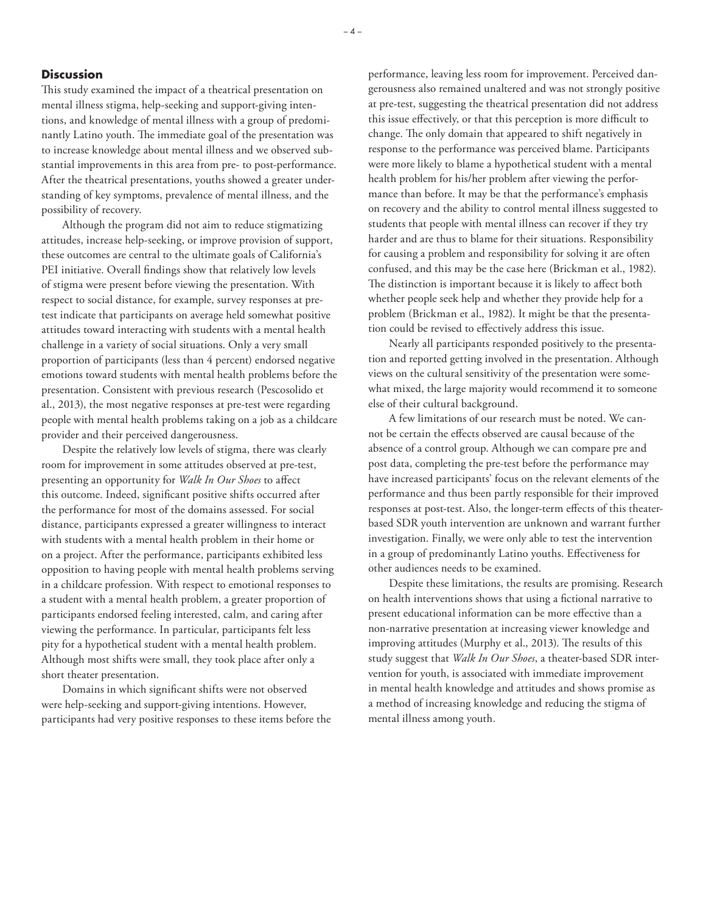## Discussion

This study examined the impact of a theatrical presentation on mental illness stigma, help-seeking and support-giving intentions, and knowledge of mental illness with a group of predominantly Latino youth. The immediate goal of the presentation was to increase knowledge about mental illness and we observed substantial improvements in this area from pre- to post-performance. After the theatrical presentations, youths showed a greater understanding of key symptoms, prevalence of mental illness, and the possibility of recovery.

Although the program did not aim to reduce stigmatizing attitudes, increase help-seeking, or improve provision of support, these outcomes are central to the ultimate goals of California's PEI initiative. Overall findings show that relatively low levels of stigma were present before viewing the presentation. With respect to social distance, for example, survey responses at pre-test indicate that participants on average held somewhat positive attitudes toward interacting with students with a mental health challenge in a variety of social situations. Only a very small proportion of participants (less than 4 percent) endorsed negative emotions toward students with mental health problems before the presentation. Consistent with previous research (Pescosolido et al., 2013), the most negative responses at pre-test were regarding people with mental health problems taking on a job as a childcare provider and their perceived dangerousness.

Despite the relatively low levels of stigma, there was clearly room for improvement in some attitudes observed at pre-test, presenting an opportunity for *Walk In Our Shoes* to affect this outcome. Indeed, significant positive shifts occurred after the performance for most of the domains assessed. For social distance, participants expressed a greater willingness to interact with students with a mental health problem in their home or on a project. After the performance, participants exhibited less opposition to having people with mental health problems serving in a childcare profession. With respect to emotional responses to a student with a mental health problem, a greater proportion of participants endorsed feeling interested, calm, and caring after viewing the performance. In particular, participants felt less pity for a hypothetical student with a mental health problem. Although most shifts were small, they took place after only a short theater presentation.

Domains in which significant shifts were not observed were help-seeking and support-giving intentions. However, participants had very positive responses to these items before the performance, leaving less room for improvement. Perceived dangerousness also remained unaltered and was not strongly positive at pre-test, suggesting the theatrical presentation did not address this issue effectively, or that this perception is more difficult to change. The only domain that appeared to shift negatively in response to the performance was perceived blame. Participants were more likely to blame a hypothetical student with a mental health problem for his/her problem after viewing the performance than before. It may be that the performance's emphasis on recovery and the ability to control mental illness suggested to students that people with mental illness can recover if they try harder and are thus to blame for their situations. Responsibility for causing a problem and responsibility for solving it are often confused, and this may be the case here (Brickman et al., 1982). The distinction is important because it is likely to affect both whether people seek help and whether they provide help for a problem (Brickman et al., 1982). It might be that the presentation could be revised to effectively address this issue.

Nearly all participants responded positively to the presentation and reported getting involved in the presentation. Although views on the cultural sensitivity of the presentation were somewhat mixed, the large majority would recommend it to someone else of their cultural background.

A few limitations of our research must be noted. We cannot be certain the effects observed are causal because of the absence of a control group. Although we can compare pre and post data, completing the pre-test before the performance may have increased participants' focus on the relevant elements of the performance and thus been partly responsible for their improved responses at post-test. Also, the longer-term effects of this theater-based SDR youth intervention are unknown and warrant further investigation. Finally, we were only able to test the intervention in a group of predominantly Latino youths. Effectiveness for other audiences needs to be examined.

Despite these limitations, the results are promising. Research on health interventions shows that using a fictional narrative to present educational information can be more effective than a non-narrative presentation at increasing viewer knowledge and improving attitudes (Murphy et al., 2013). The results of this study suggest that *Walk In Our Shoes*, a theater-based SDR intervention for youth, is associated with immediate improvement in mental health knowledge and attitudes and shows promise as a method of increasing knowledge and reducing the stigma of mental illness among youth.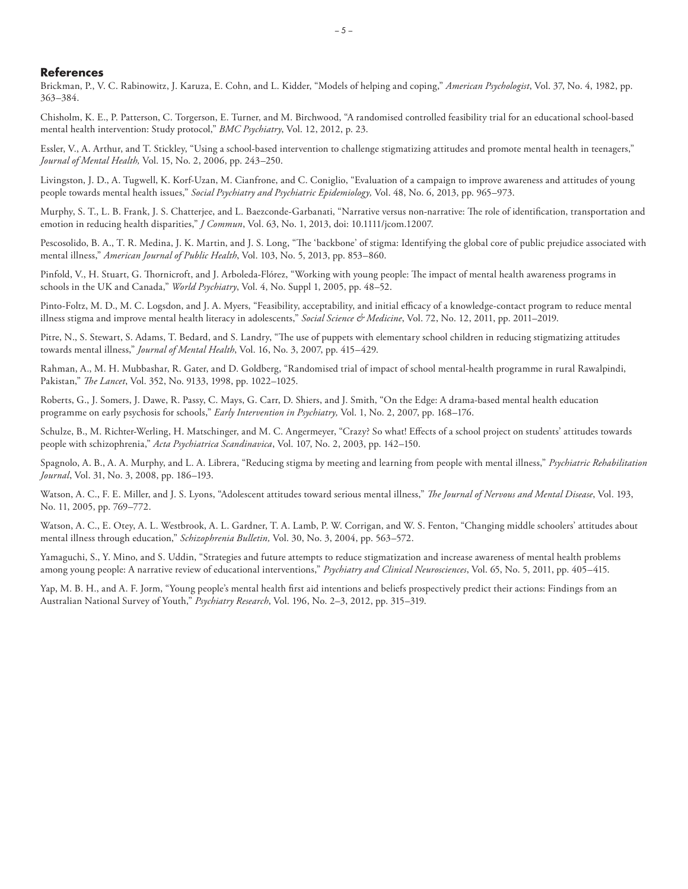## References

Brickman, P., V. C. Rabinowitz, J. Karuza, E. Cohn, and L. Kidder, "Models of helping and coping," *American Psychologist*, Vol. 37, No. 4, 1982, pp. 363–384.

Chisholm, K. E., P. Patterson, C. Torgerson, E. Turner, and M. Birchwood, "A randomised controlled feasibility trial for an educational school-based mental health intervention: Study protocol," *BMC Psychiatry*, Vol. 12, 2012, p. 23.

Essler, V., A. Arthur, and T. Stickley, "Using a school-based intervention to challenge stigmatizing attitudes and promote mental health in teenagers," *Journal of Mental Health,* Vol. 15, No. 2, 2006, pp. 243–250.

Livingston, J. D., A. Tugwell, K. Korf-Uzan, M. Cianfrone, and C. Coniglio, "Evaluation of a campaign to improve awareness and attitudes of young people towards mental health issues," *Social Psychiatry and Psychiatric Epidemiology,* Vol. 48, No. 6, 2013, pp. 965–973.

Murphy, S. T., L. B. Frank, J. S. Chatterjee, and L. Baezconde-Garbanati, "Narrative versus non-narrative: The role of identification, transportation and emotion in reducing health disparities," *J Commun*, Vol. 63, No. 1, 2013, doi: 10.1111/jcom.12007.

Pescosolido, B. A., T. R. Medina, J. K. Martin, and J. S. Long, "The 'backbone' of stigma: Identifying the global core of public prejudice associated with mental illness," *American Journal of Public Health*, Vol. 103, No. 5, 2013, pp. 853–860.

Pinfold, V., H. Stuart, G. Thornicroft, and J. Arboleda-Flórez, "Working with young people: The impact of mental health awareness programs in schools in the UK and Canada," *World Psychiatry*, Vol. 4, No. Suppl 1, 2005, pp. 48–52.

Pinto-Foltz, M. D., M. C. Logsdon, and J. A. Myers, "Feasibility, acceptability, and initial efficacy of a knowledge-contact program to reduce mental illness stigma and improve mental health literacy in adolescents," *Social Science & Medicine*, Vol. 72, No. 12, 2011, pp. 2011–2019.

Pitre, N., S. Stewart, S. Adams, T. Bedard, and S. Landry, "The use of puppets with elementary school children in reducing stigmatizing attitudes towards mental illness," *Journal of Mental Health*, Vol. 16, No. 3, 2007, pp. 415–429.

Rahman, A., M. H. Mubbashar, R. Gater, and D. Goldberg, "Randomised trial of impact of school mental-health programme in rural Rawalpindi, Pakistan," *The Lancet*, Vol. 352, No. 9133, 1998, pp. 1022–1025.

Roberts, G., J. Somers, J. Dawe, R. Passy, C. Mays, G. Carr, D. Shiers, and J. Smith, "On the Edge: A drama-based mental health education programme on early psychosis for schools," *Early Intervention in Psychiatry,* Vol. 1, No. 2, 2007, pp. 168–176.

Schulze, B., M. Richter-Werling, H. Matschinger, and M. C. Angermeyer, "Crazy? So what! Effects of a school project on students' attitudes towards people with schizophrenia," *Acta Psychiatrica Scandinavica*, Vol. 107, No. 2, 2003, pp. 142–150.

Spagnolo, A. B., A. A. Murphy, and L. A. Librera, "Reducing stigma by meeting and learning from people with mental illness," *Psychiatric Rehabilitation Journal*, Vol. 31, No. 3, 2008, pp. 186–193.

Watson, A. C., F. E. Miller, and J. S. Lyons, "Adolescent attitudes toward serious mental illness," *The Journal of Nervous and Mental Disease*, Vol. 193, No. 11, 2005, pp. 769–772.

Watson, A. C., E. Otey, A. L. Westbrook, A. L. Gardner, T. A. Lamb, P. W. Corrigan, and W. S. Fenton, "Changing middle schoolers' attitudes about mental illness through education," *Schizophrenia Bulletin,* Vol. 30, No. 3, 2004, pp. 563–572.

Yamaguchi, S., Y. Mino, and S. Uddin, "Strategies and future attempts to reduce stigmatization and increase awareness of mental health problems among young people: A narrative review of educational interventions," *Psychiatry and Clinical Neurosciences*, Vol. 65, No. 5, 2011, pp. 405–415.

Yap, M. B. H., and A. F. Jorm, "Young people's mental health first aid intentions and beliefs prospectively predict their actions: Findings from an Australian National Survey of Youth," *Psychiatry Research*, Vol. 196, No. 2–3, 2012, pp. 315–319.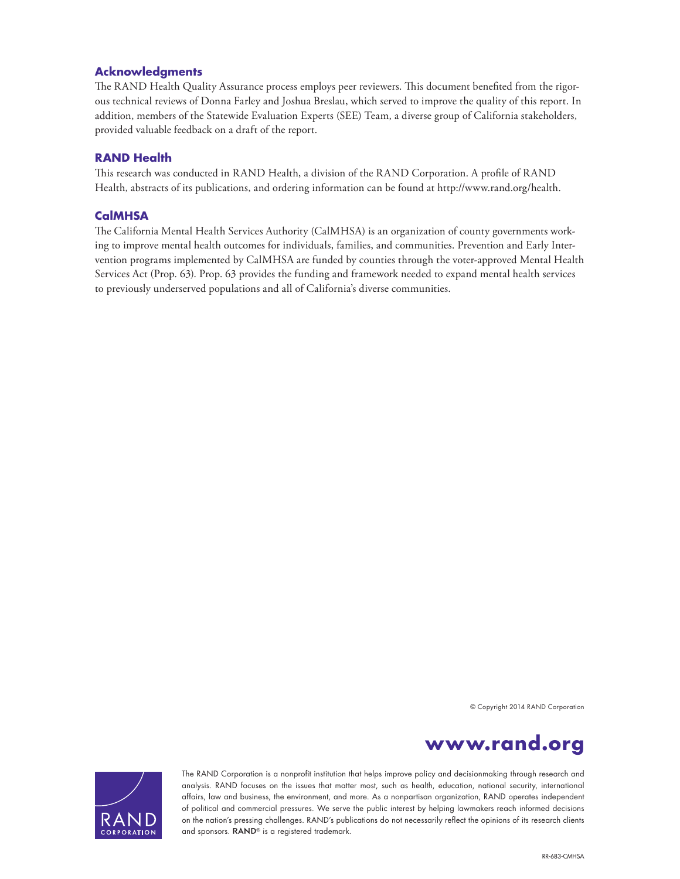## Acknowledgments

The RAND Health Quality Assurance process employs peer reviewers. This document benefited from the rigorous technical reviews of Donna Farley and Joshua Breslau, which served to improve the quality of this report. In addition, members of the Statewide Evaluation Experts (SEE) Team, a diverse group of California stakeholders, provided valuable feedback on a draft of the report.

## RAND Health

This research was conducted in RAND Health, a division of the RAND Corporation. A profile of RAND Health, abstracts of its publications, and ordering information can be found at http://www.rand.org/health.

## CalMHSA

The California Mental Health Services Authority (CalMHSA) is an organization of county governments working to improve mental health outcomes for individuals, families, and communities. Prevention and Early Intervention programs implemented by CalMHSA are funded by counties through the voter-approved Mental Health Services Act (Prop. 63). Prop. 63 provides the funding and framework needed to expand mental health services to previously underserved populations and all of California's diverse communities.

© Copyright 2014 RAND Corporation

**www.rand.org**

The RAND Corporation is a nonprofit institution that helps improve policy and decisionmaking through research and analysis. RAND focuses on the issues that matter most, such as health, education, national security, international affairs, law and business, the environment, and more. As a nonpartisan organization, RAND operates independent of political and commercial pressures. We serve the public interest by helping lawmakers reach informed decisions on the nation's pressing challenges. RAND's publications do not necessarily reflect the opinions of its research clients and sponsors. **RAND**® is a registered trademark.

RR-683-CMHSA